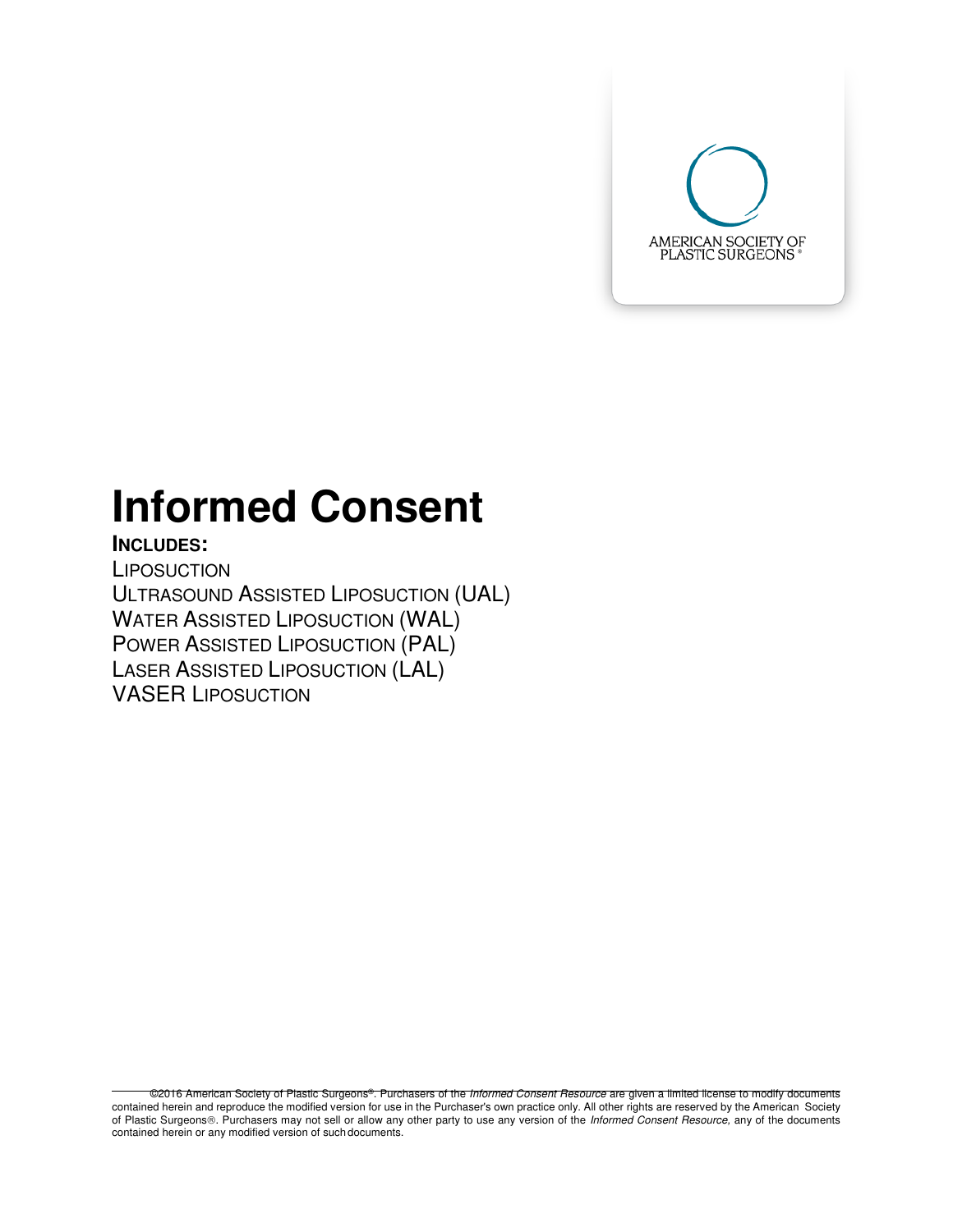AMERICAN SOCIETY OF PLASTIC SURGEONS®

# Informed Consent

**INCLUDES:**

LIPOSUCTION
ULTRASOUND ASSISTED LIPOSUCTION (UAL)
WATER ASSISTED LIPOSUCTION (WAL)
POWER ASSISTED LIPOSUCTION (PAL)
LASER ASSISTED LIPOSUCTION (LAL)
VASER LIPOSUCTION

---

©2016 American Society of Plastic Surgeons®. Purchasers of the *Informed Consent Resource* are given a limited license to modify documents contained herein and reproduce the modified version for use in the Purchaser's own practice only. All other rights are reserved by the American Society of Plastic Surgeons®. Purchasers may not sell or allow any other party to use any version of the *Informed Consent Resource,* any of the documents contained herein or any modified version of such documents.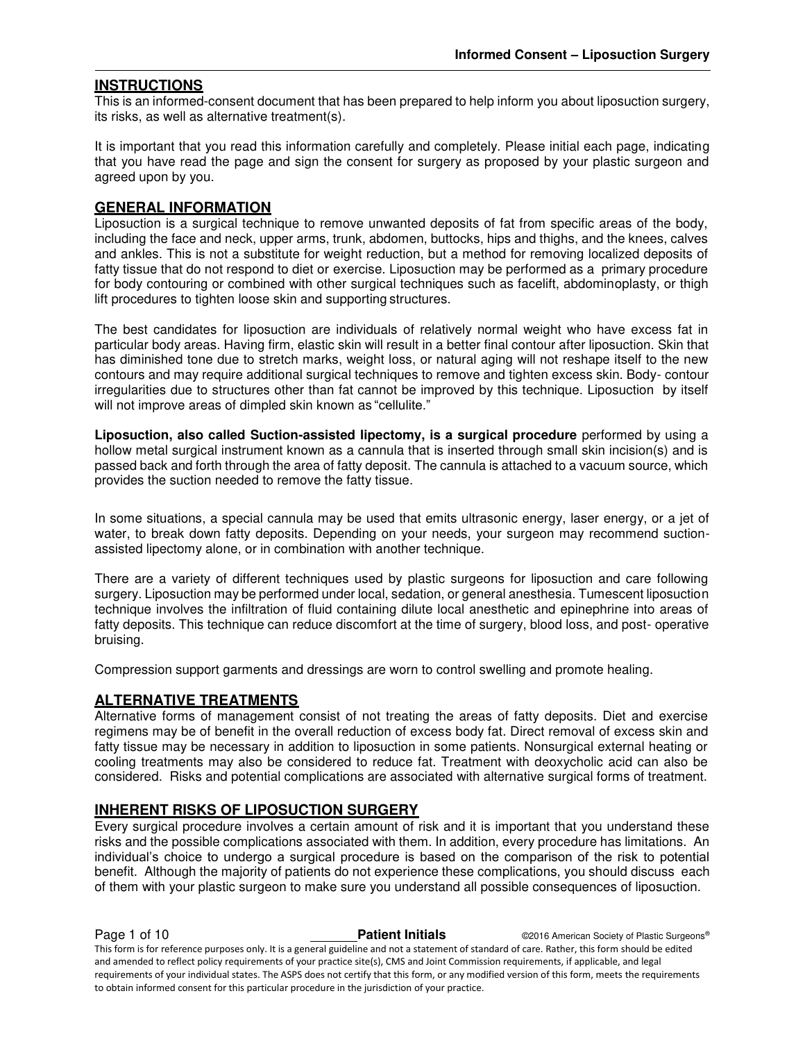## INSTRUCTIONS

This is an informed-consent document that has been prepared to help inform you about liposuction surgery, its risks, as well as alternative treatment(s).

It is important that you read this information carefully and completely. Please initial each page, indicating that you have read the page and sign the consent for surgery as proposed by your plastic surgeon and agreed upon by you.

## GENERAL INFORMATION

Liposuction is a surgical technique to remove unwanted deposits of fat from specific areas of the body, including the face and neck, upper arms, trunk, abdomen, buttocks, hips and thighs, and the knees, calves and ankles. This is not a substitute for weight reduction, but a method for removing localized deposits of fatty tissue that do not respond to diet or exercise. Liposuction may be performed as a primary procedure for body contouring or combined with other surgical techniques such as facelift, abdominoplasty, or thigh lift procedures to tighten loose skin and supporting structures.

The best candidates for liposuction are individuals of relatively normal weight who have excess fat in particular body areas. Having firm, elastic skin will result in a better final contour after liposuction. Skin that has diminished tone due to stretch marks, weight loss, or natural aging will not reshape itself to the new contours and may require additional surgical techniques to remove and tighten excess skin. Body- contour irregularities due to structures other than fat cannot be improved by this technique. Liposuction by itself will not improve areas of dimpled skin known as "cellulite."

**Liposuction, also called Suction-assisted lipectomy, is a surgical procedure** performed by using a hollow metal surgical instrument known as a cannula that is inserted through small skin incision(s) and is passed back and forth through the area of fatty deposit. The cannula is attached to a vacuum source, which provides the suction needed to remove the fatty tissue.

In some situations, a special cannula may be used that emits ultrasonic energy, laser energy, or a jet of water, to break down fatty deposits. Depending on your needs, your surgeon may recommend suction-assisted lipectomy alone, or in combination with another technique.

There are a variety of different techniques used by plastic surgeons for liposuction and care following surgery. Liposuction may be performed under local, sedation, or general anesthesia. Tumescent liposuction technique involves the infiltration of fluid containing dilute local anesthetic and epinephrine into areas of fatty deposits. This technique can reduce discomfort at the time of surgery, blood loss, and post- operative bruising.

Compression support garments and dressings are worn to control swelling and promote healing.

## ALTERNATIVE TREATMENTS

Alternative forms of management consist of not treating the areas of fatty deposits. Diet and exercise regimens may be of benefit in the overall reduction of excess body fat. Direct removal of excess skin and fatty tissue may be necessary in addition to liposuction in some patients. Nonsurgical external heating or cooling treatments may also be considered to reduce fat. Treatment with deoxycholic acid can also be considered. Risks and potential complications are associated with alternative surgical forms of treatment.

## INHERENT RISKS OF LIPOSUCTION SURGERY

Every surgical procedure involves a certain amount of risk and it is important that you understand these risks and the possible complications associated with them. In addition, every procedure has limitations. An individual's choice to undergo a surgical procedure is based on the comparison of the risk to potential benefit. Although the majority of patients do not experience these complications, you should discuss each of them with your plastic surgeon to make sure you understand all possible consequences of liposuction.

_______ **Patient Initials** ©2016 American Society of Plastic Surgeons®

This form is for reference purposes only. It is a general guideline and not a statement of standard of care. Rather, this form should be edited and amended to reflect policy requirements of your practice site(s), CMS and Joint Commission requirements, if applicable, and legal requirements of your individual states. The ASPS does not certify that this form, or any modified version of this form, meets the requirements to obtain informed consent for this particular procedure in the jurisdiction of your practice.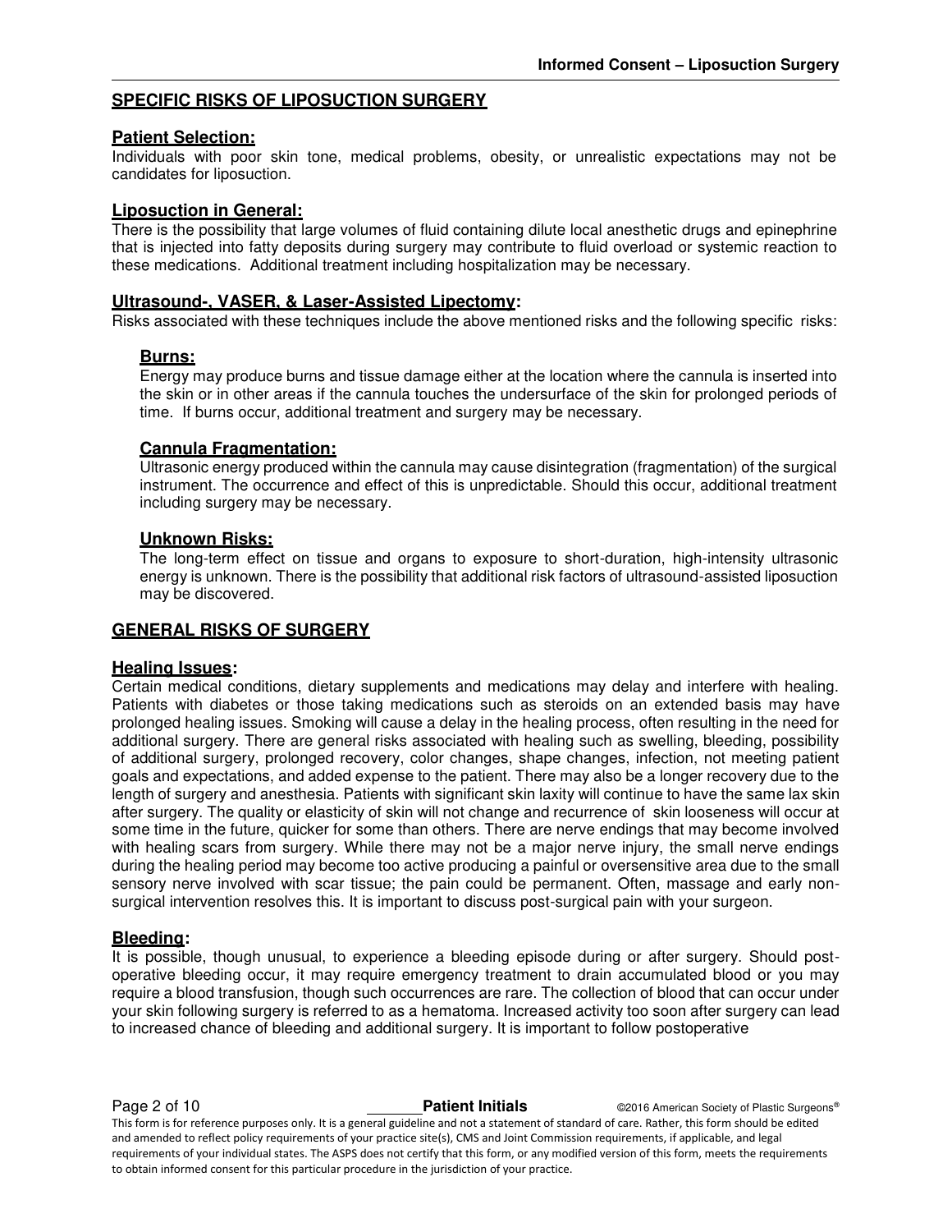## SPECIFIC RISKS OF LIPOSUCTION SURGERY

### Patient Selection:

Individuals with poor skin tone, medical problems, obesity, or unrealistic expectations may not be candidates for liposuction.

### Liposuction in General:

There is the possibility that large volumes of fluid containing dilute local anesthetic drugs and epinephrine that is injected into fatty deposits during surgery may contribute to fluid overload or systemic reaction to these medications. Additional treatment including hospitalization may be necessary.

### Ultrasound-, VASER, & Laser-Assisted Lipectomy:

Risks associated with these techniques include the above mentioned risks and the following specific risks:

#### Burns:

Energy may produce burns and tissue damage either at the location where the cannula is inserted into the skin or in other areas if the cannula touches the undersurface of the skin for prolonged periods of time. If burns occur, additional treatment and surgery may be necessary.

#### Cannula Fragmentation:

Ultrasonic energy produced within the cannula may cause disintegration (fragmentation) of the surgical instrument. The occurrence and effect of this is unpredictable. Should this occur, additional treatment including surgery may be necessary.

#### Unknown Risks:

The long-term effect on tissue and organs to exposure to short-duration, high-intensity ultrasonic energy is unknown. There is the possibility that additional risk factors of ultrasound-assisted liposuction may be discovered.

## GENERAL RISKS OF SURGERY

### Healing Issues:

Certain medical conditions, dietary supplements and medications may delay and interfere with healing. Patients with diabetes or those taking medications such as steroids on an extended basis may have prolonged healing issues. Smoking will cause a delay in the healing process, often resulting in the need for additional surgery. There are general risks associated with healing such as swelling, bleeding, possibility of additional surgery, prolonged recovery, color changes, shape changes, infection, not meeting patient goals and expectations, and added expense to the patient. There may also be a longer recovery due to the length of surgery and anesthesia. Patients with significant skin laxity will continue to have the same lax skin after surgery. The quality or elasticity of skin will not change and recurrence of skin looseness will occur at some time in the future, quicker for some than others. There are nerve endings that may become involved with healing scars from surgery. While there may not be a major nerve injury, the small nerve endings during the healing period may become too active producing a painful or oversensitive area due to the small sensory nerve involved with scar tissue; the pain could be permanent. Often, massage and early non-surgical intervention resolves this. It is important to discuss post-surgical pain with your surgeon.

### Bleeding:

It is possible, though unusual, to experience a bleeding episode during or after surgery. Should post-operative bleeding occur, it may require emergency treatment to drain accumulated blood or you may require a blood transfusion, though such occurrences are rare. The collection of blood that can occur under your skin following surgery is referred to as a hematoma. Increased activity too soon after surgery can lead to increased chance of bleeding and additional surgery. It is important to follow postoperative

______ **Patient Initials**

This form is for reference purposes only. It is a general guideline and not a statement of standard of care. Rather, this form should be edited and amended to reflect policy requirements of your practice site(s), CMS and Joint Commission requirements, if applicable, and legal requirements of your individual states. The ASPS does not certify that this form, or any modified version of this form, meets the requirements to obtain informed consent for this particular procedure in the jurisdiction of your practice.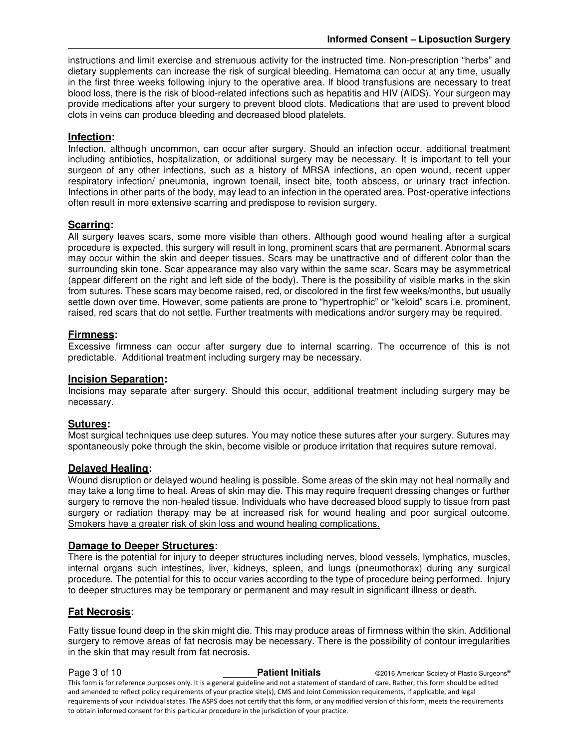instructions and limit exercise and strenuous activity for the instructed time. Non-prescription "herbs" and dietary supplements can increase the risk of surgical bleeding. Hematoma can occur at any time, usually in the first three weeks following injury to the operative area. If blood transfusions are necessary to treat blood loss, there is the risk of blood-related infections such as hepatitis and HIV (AIDS). Your surgeon may provide medications after your surgery to prevent blood clots. Medications that are used to prevent blood clots in veins can produce bleeding and decreased blood platelets.

## Infection:

Infection, although uncommon, can occur after surgery. Should an infection occur, additional treatment including antibiotics, hospitalization, or additional surgery may be necessary. It is important to tell your surgeon of any other infections, such as a history of MRSA infections, an open wound, recent upper respiratory infection/ pneumonia, ingrown toenail, insect bite, tooth abscess, or urinary tract infection. Infections in other parts of the body, may lead to an infection in the operated area. Post-operative infections often result in more extensive scarring and predispose to revision surgery.

## Scarring:

All surgery leaves scars, some more visible than others. Although good wound healing after a surgical procedure is expected, this surgery will result in long, prominent scars that are permanent. Abnormal scars may occur within the skin and deeper tissues. Scars may be unattractive and of different color than the surrounding skin tone. Scar appearance may also vary within the same scar. Scars may be asymmetrical (appear different on the right and left side of the body). There is the possibility of visible marks in the skin from sutures. These scars may become raised, red, or discolored in the first few weeks/months, but usually settle down over time. However, some patients are prone to "hypertrophic" or "keloid" scars i.e. prominent, raised, red scars that do not settle. Further treatments with medications and/or surgery may be required.

## Firmness:

Excessive firmness can occur after surgery due to internal scarring. The occurrence of this is not predictable. Additional treatment including surgery may be necessary.

## Incision Separation:

Incisions may separate after surgery. Should this occur, additional treatment including surgery may be necessary.

## Sutures:

Most surgical techniques use deep sutures. You may notice these sutures after your surgery. Sutures may spontaneously poke through the skin, become visible or produce irritation that requires suture removal.

## Delayed Healing:

Wound disruption or delayed wound healing is possible. Some areas of the skin may not heal normally and may take a long time to heal. Areas of skin may die. This may require frequent dressing changes or further surgery to remove the non-healed tissue. Individuals who have decreased blood supply to tissue from past surgery or radiation therapy may be at increased risk for wound healing and poor surgical outcome. Smokers have a greater risk of skin loss and wound healing complications.

## Damage to Deeper Structures:

There is the potential for injury to deeper structures including nerves, blood vessels, lymphatics, muscles, internal organs such intestines, liver, kidneys, spleen, and lungs (pneumothorax) during any surgical procedure. The potential for this to occur varies according to the type of procedure being performed. Injury to deeper structures may be temporary or permanent and may result in significant illness or death.

## Fat Necrosis:

Fatty tissue found deep in the skin might die. This may produce areas of firmness within the skin. Additional surgery to remove areas of fat necrosis may be necessary. There is the possibility of contour irregularities in the skin that may result from fat necrosis.

_______ **Patient Initials**

This form is for reference purposes only. It is a general guideline and not a statement of standard of care. Rather, this form should be edited and amended to reflect policy requirements of your practice site(s), CMS and Joint Commission requirements, if applicable, and legal requirements of your individual states. The ASPS does not certify that this form, or any modified version of this form, meets the requirements to obtain informed consent for this particular procedure in the jurisdiction of your practice.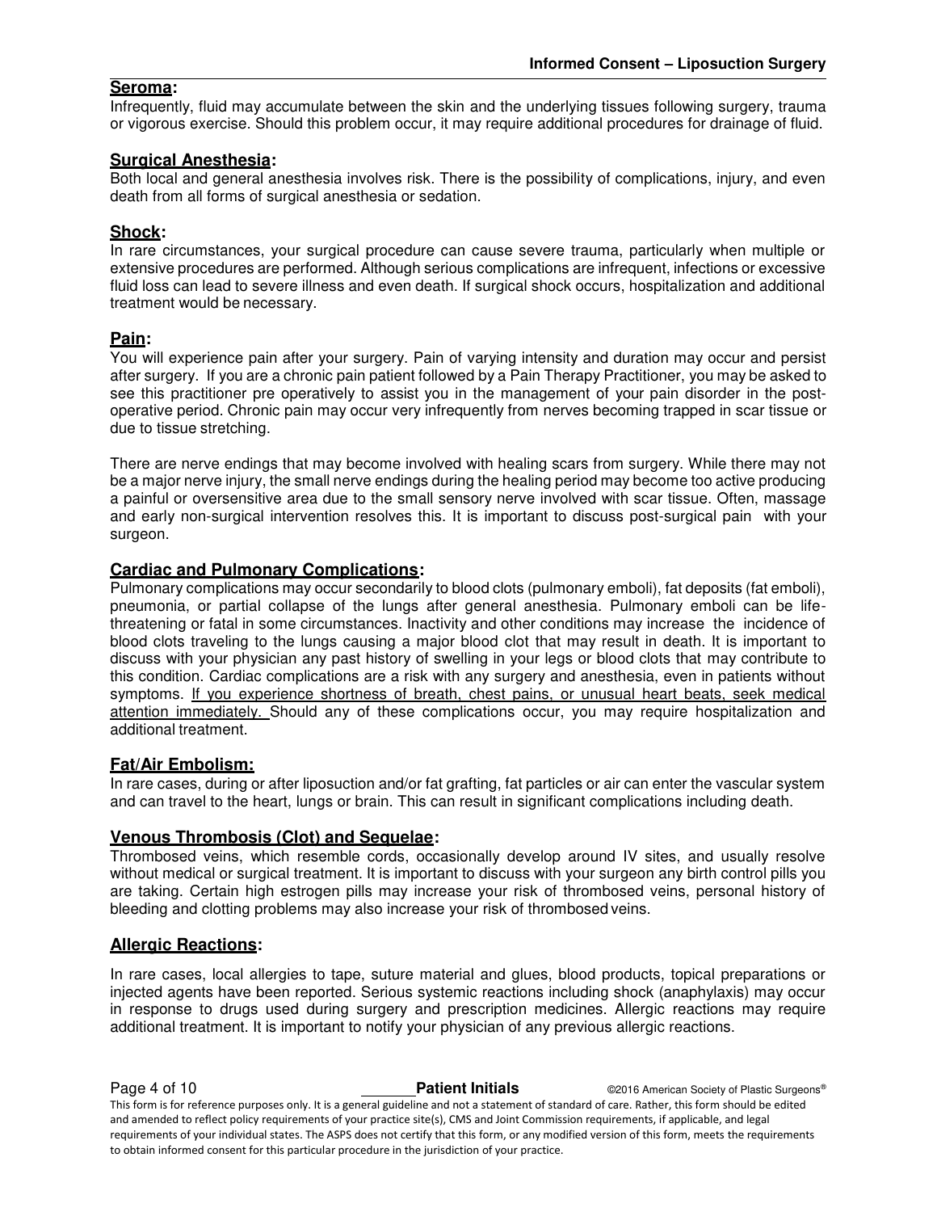**Seroma:**

Infrequently, fluid may accumulate between the skin and the underlying tissues following surgery, trauma or vigorous exercise. Should this problem occur, it may require additional procedures for drainage of fluid.

**Surgical Anesthesia:**

Both local and general anesthesia involves risk. There is the possibility of complications, injury, and even death from all forms of surgical anesthesia or sedation.

**Shock:**

In rare circumstances, your surgical procedure can cause severe trauma, particularly when multiple or extensive procedures are performed. Although serious complications are infrequent, infections or excessive fluid loss can lead to severe illness and even death. If surgical shock occurs, hospitalization and additional treatment would be necessary.

**Pain:**

You will experience pain after your surgery. Pain of varying intensity and duration may occur and persist after surgery. If you are a chronic pain patient followed by a Pain Therapy Practitioner, you may be asked to see this practitioner pre operatively to assist you in the management of your pain disorder in the post-operative period. Chronic pain may occur very infrequently from nerves becoming trapped in scar tissue or due to tissue stretching.

There are nerve endings that may become involved with healing scars from surgery. While there may not be a major nerve injury, the small nerve endings during the healing period may become too active producing a painful or oversensitive area due to the small sensory nerve involved with scar tissue. Often, massage and early non-surgical intervention resolves this. It is important to discuss post-surgical pain with your surgeon.

**Cardiac and Pulmonary Complications:**

Pulmonary complications may occur secondarily to blood clots (pulmonary emboli), fat deposits (fat emboli), pneumonia, or partial collapse of the lungs after general anesthesia. Pulmonary emboli can be life-threatening or fatal in some circumstances. Inactivity and other conditions may increase the incidence of blood clots traveling to the lungs causing a major blood clot that may result in death. It is important to discuss with your physician any past history of swelling in your legs or blood clots that may contribute to this condition. Cardiac complications are a risk with any surgery and anesthesia, even in patients without symptoms. <u>If you experience shortness of breath, chest pains, or unusual heart beats, seek medical attention immediately.</u> Should any of these complications occur, you may require hospitalization and additional treatment.

**Fat/Air Embolism:**

In rare cases, during or after liposuction and/or fat grafting, fat particles or air can enter the vascular system and can travel to the heart, lungs or brain. This can result in significant complications including death.

**Venous Thrombosis (Clot) and Sequelae:**

Thrombosed veins, which resemble cords, occasionally develop around IV sites, and usually resolve without medical or surgical treatment. It is important to discuss with your surgeon any birth control pills you are taking. Certain high estrogen pills may increase your risk of thrombosed veins, personal history of bleeding and clotting problems may also increase your risk of thrombosed veins.

**Allergic Reactions:**

In rare cases, local allergies to tape, suture material and glues, blood products, topical preparations or injected agents have been reported. Serious systemic reactions including shock (anaphylaxis) may occur in response to drugs used during surgery and prescription medicines. Allergic reactions may require additional treatment. It is important to notify your physician of any previous allergic reactions.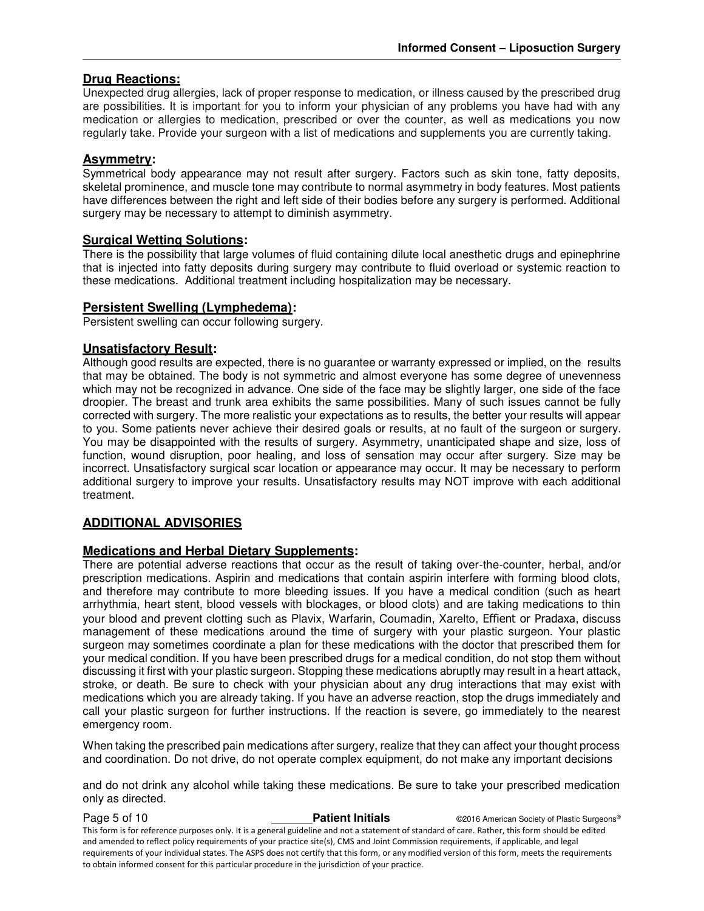### Drug Reactions:

Unexpected drug allergies, lack of proper response to medication, or illness caused by the prescribed drug are possibilities. It is important for you to inform your physician of any problems you have had with any medication or allergies to medication, prescribed or over the counter, as well as medications you now regularly take. Provide your surgeon with a list of medications and supplements you are currently taking.

### Asymmetry:

Symmetrical body appearance may not result after surgery. Factors such as skin tone, fatty deposits, skeletal prominence, and muscle tone may contribute to normal asymmetry in body features. Most patients have differences between the right and left side of their bodies before any surgery is performed. Additional surgery may be necessary to attempt to diminish asymmetry.

### Surgical Wetting Solutions:

There is the possibility that large volumes of fluid containing dilute local anesthetic drugs and epinephrine that is injected into fatty deposits during surgery may contribute to fluid overload or systemic reaction to these medications. Additional treatment including hospitalization may be necessary.

### Persistent Swelling (Lymphedema):

Persistent swelling can occur following surgery.

### Unsatisfactory Result:

Although good results are expected, there is no guarantee or warranty expressed or implied, on the results that may be obtained. The body is not symmetric and almost everyone has some degree of unevenness which may not be recognized in advance. One side of the face may be slightly larger, one side of the face droopier. The breast and trunk area exhibits the same possibilities. Many of such issues cannot be fully corrected with surgery. The more realistic your expectations as to results, the better your results will appear to you. Some patients never achieve their desired goals or results, at no fault of the surgeon or surgery. You may be disappointed with the results of surgery. Asymmetry, unanticipated shape and size, loss of function, wound disruption, poor healing, and loss of sensation may occur after surgery. Size may be incorrect. Unsatisfactory surgical scar location or appearance may occur. It may be necessary to perform additional surgery to improve your results. Unsatisfactory results may NOT improve with each additional treatment.

## ADDITIONAL ADVISORIES

### Medications and Herbal Dietary Supplements:

There are potential adverse reactions that occur as the result of taking over-the-counter, herbal, and/or prescription medications. Aspirin and medications that contain aspirin interfere with forming blood clots, and therefore may contribute to more bleeding issues. If you have a medical condition (such as heart arrhythmia, heart stent, blood vessels with blockages, or blood clots) and are taking medications to thin your blood and prevent clotting such as Plavix, Warfarin, Coumadin, Xarelto, Effient or Pradaxa, discuss management of these medications around the time of surgery with your plastic surgeon. Your plastic surgeon may sometimes coordinate a plan for these medications with the doctor that prescribed them for your medical condition. If you have been prescribed drugs for a medical condition, do not stop them without discussing it first with your plastic surgeon. Stopping these medications abruptly may result in a heart attack, stroke, or death. Be sure to check with your physician about any drug interactions that may exist with medications which you are already taking. If you have an adverse reaction, stop the drugs immediately and call your plastic surgeon for further instructions. If the reaction is severe, go immediately to the nearest emergency room.

When taking the prescribed pain medications after surgery, realize that they can affect your thought process and coordination. Do not drive, do not operate complex equipment, do not make any important decisions and do not drink any alcohol while taking these medications. Be sure to take your prescribed medication only as directed.

_______ **Patient Initials**

This form is for reference purposes only. It is a general guideline and not a statement of standard of care. Rather, this form should be edited and amended to reflect policy requirements of your practice site(s), CMS and Joint Commission requirements, if applicable, and legal requirements of your individual states. The ASPS does not certify that this form, or any modified version of this form, meets the requirements to obtain informed consent for this particular procedure in the jurisdiction of your practice.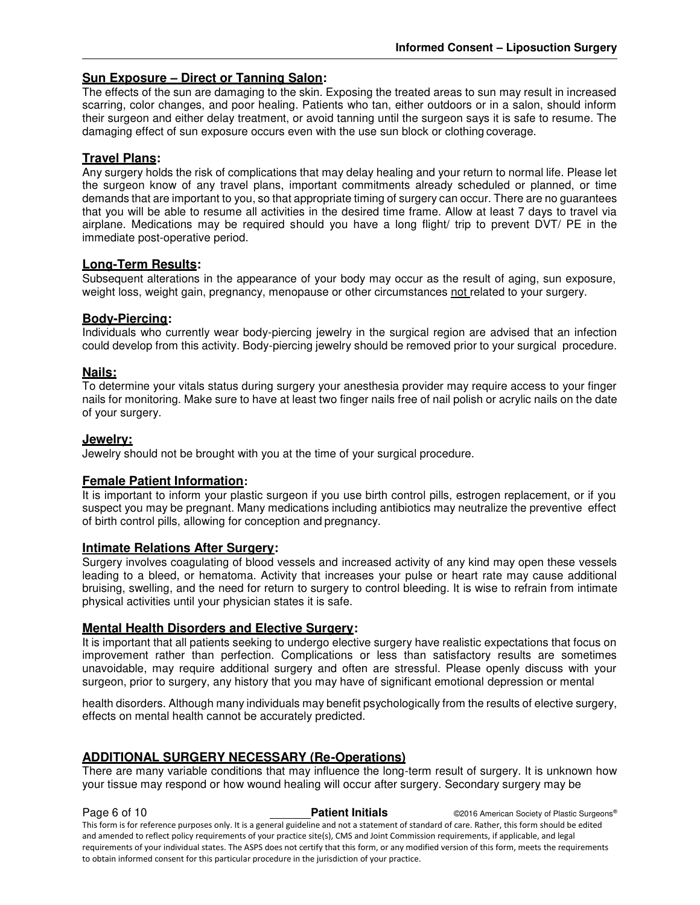**Sun Exposure – Direct or Tanning Salon:**
The effects of the sun are damaging to the skin. Exposing the treated areas to sun may result in increased scarring, color changes, and poor healing. Patients who tan, either outdoors or in a salon, should inform their surgeon and either delay treatment, or avoid tanning until the surgeon says it is safe to resume. The damaging effect of sun exposure occurs even with the use sun block or clothing coverage.

**Travel Plans:**
Any surgery holds the risk of complications that may delay healing and your return to normal life. Please let the surgeon know of any travel plans, important commitments already scheduled or planned, or time demands that are important to you, so that appropriate timing of surgery can occur. There are no guarantees that you will be able to resume all activities in the desired time frame. Allow at least 7 days to travel via airplane. Medications may be required should you have a long flight/ trip to prevent DVT/ PE in the immediate post-operative period.

**Long-Term Results:**
Subsequent alterations in the appearance of your body may occur as the result of aging, sun exposure, weight loss, weight gain, pregnancy, menopause or other circumstances not related to your surgery.

**Body-Piercing:**
Individuals who currently wear body-piercing jewelry in the surgical region are advised that an infection could develop from this activity. Body-piercing jewelry should be removed prior to your surgical procedure.

**Nails:**
To determine your vitals status during surgery your anesthesia provider may require access to your finger nails for monitoring. Make sure to have at least two finger nails free of nail polish or acrylic nails on the date of your surgery.

**Jewelry:**
Jewelry should not be brought with you at the time of your surgical procedure.

**Female Patient Information:**
It is important to inform your plastic surgeon if you use birth control pills, estrogen replacement, or if you suspect you may be pregnant. Many medications including antibiotics may neutralize the preventive effect of birth control pills, allowing for conception and pregnancy.

**Intimate Relations After Surgery:**
Surgery involves coagulating of blood vessels and increased activity of any kind may open these vessels leading to a bleed, or hematoma. Activity that increases your pulse or heart rate may cause additional bruising, swelling, and the need for return to surgery to control bleeding. It is wise to refrain from intimate physical activities until your physician states it is safe.

**Mental Health Disorders and Elective Surgery:**
It is important that all patients seeking to undergo elective surgery have realistic expectations that focus on improvement rather than perfection. Complications or less than satisfactory results are sometimes unavoidable, may require additional surgery and often are stressful. Please openly discuss with your surgeon, prior to surgery, any history that you may have of significant emotional depression or mental health disorders. Although many individuals may benefit psychologically from the results of elective surgery, effects on mental health cannot be accurately predicted.

## ADDITIONAL SURGERY NECESSARY (Re-Operations)

There are many variable conditions that may influence the long-term result of surgery. It is unknown how your tissue may respond or how wound healing will occur after surgery. Secondary surgery may be

_______ **Patient Initials**

This form is for reference purposes only. It is a general guideline and not a statement of standard of care. Rather, this form should be edited and amended to reflect policy requirements of your practice site(s), CMS and Joint Commission requirements, if applicable, and legal requirements of your individual states. The ASPS does not certify that this form, or any modified version of this form, meets the requirements to obtain informed consent for this particular procedure in the jurisdiction of your practice.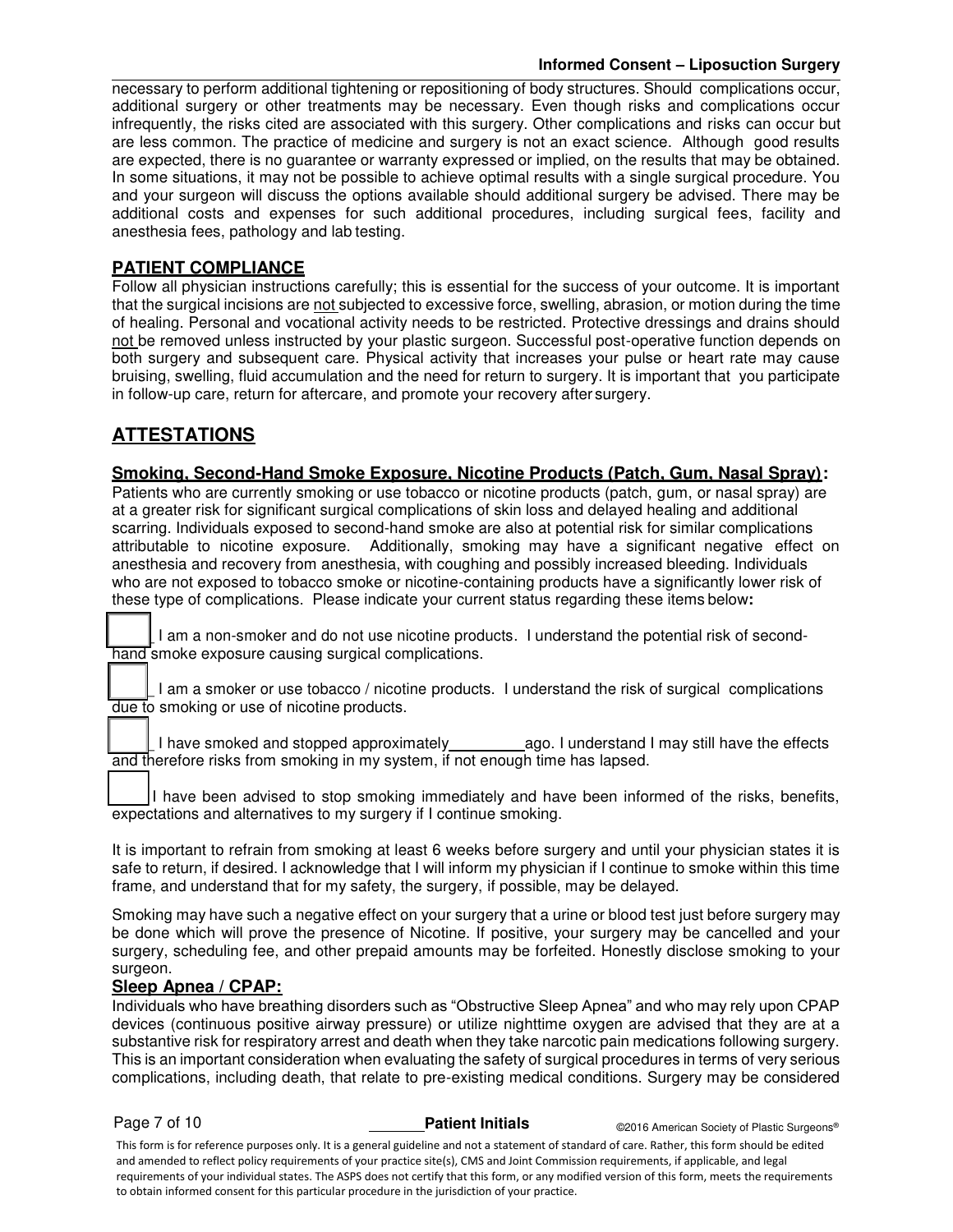necessary to perform additional tightening or repositioning of body structures. Should complications occur, additional surgery or other treatments may be necessary. Even though risks and complications occur infrequently, the risks cited are associated with this surgery. Other complications and risks can occur but are less common. The practice of medicine and surgery is not an exact science. Although good results are expected, there is no guarantee or warranty expressed or implied, on the results that may be obtained. In some situations, it may not be possible to achieve optimal results with a single surgical procedure. You and your surgeon will discuss the options available should additional surgery be advised. There may be additional costs and expenses for such additional procedures, including surgical fees, facility and anesthesia fees, pathology and lab testing.

### PATIENT COMPLIANCE

Follow all physician instructions carefully; this is essential for the success of your outcome. It is important that the surgical incisions are not subjected to excessive force, swelling, abrasion, or motion during the time of healing. Personal and vocational activity needs to be restricted. Protective dressings and drains should not be removed unless instructed by your plastic surgeon. Successful post-operative function depends on both surgery and subsequent care. Physical activity that increases your pulse or heart rate may cause bruising, swelling, fluid accumulation and the need for return to surgery. It is important that you participate in follow-up care, return for aftercare, and promote your recovery after surgery.

## ATTESTATIONS

### Smoking, Second-Hand Smoke Exposure, Nicotine Products (Patch, Gum, Nasal Spray):

Patients who are currently smoking or use tobacco or nicotine products (patch, gum, or nasal spray) are at a greater risk for significant surgical complications of skin loss and delayed healing and additional scarring. Individuals exposed to second-hand smoke are also at potential risk for similar complications attributable to nicotine exposure. Additionally, smoking may have a significant negative effect on anesthesia and recovery from anesthesia, with coughing and possibly increased bleeding. Individuals who are not exposed to tobacco smoke or nicotine-containing products have a significantly lower risk of these type of complications. Please indicate your current status regarding these items below:

☐ I am a non-smoker and do not use nicotine products. I understand the potential risk of second-hand smoke exposure causing surgical complications.

☐ I am a smoker or use tobacco / nicotine products. I understand the risk of surgical complications due to smoking or use of nicotine products.

☐ I have smoked and stopped approximately ________ ago. I understand I may still have the effects and therefore risks from smoking in my system, if not enough time has lapsed.

☐ I have been advised to stop smoking immediately and have been informed of the risks, benefits, expectations and alternatives to my surgery if I continue smoking.

It is important to refrain from smoking at least 6 weeks before surgery and until your physician states it is safe to return, if desired. I acknowledge that I will inform my physician if I continue to smoke within this time frame, and understand that for my safety, the surgery, if possible, may be delayed.

Smoking may have such a negative effect on your surgery that a urine or blood test just before surgery may be done which will prove the presence of Nicotine. If positive, your surgery may be cancelled and your surgery, scheduling fee, and other prepaid amounts may be forfeited. Honestly disclose smoking to your surgeon.

### Sleep Apnea / CPAP:

Individuals who have breathing disorders such as "Obstructive Sleep Apnea" and who may rely upon CPAP devices (continuous positive airway pressure) or utilize nighttime oxygen are advised that they are at a substantive risk for respiratory arrest and death when they take narcotic pain medications following surgery. This is an important consideration when evaluating the safety of surgical procedures in terms of very serious complications, including death, that relate to pre-existing medical conditions. Surgery may be considered

______ **Patient Initials**

This form is for reference purposes only. It is a general guideline and not a statement of standard of care. Rather, this form should be edited and amended to reflect policy requirements of your practice site(s), CMS and Joint Commission requirements, if applicable, and legal requirements of your individual states. The ASPS does not certify that this form, or any modified version of this form, meets the requirements to obtain informed consent for this particular procedure in the jurisdiction of your practice.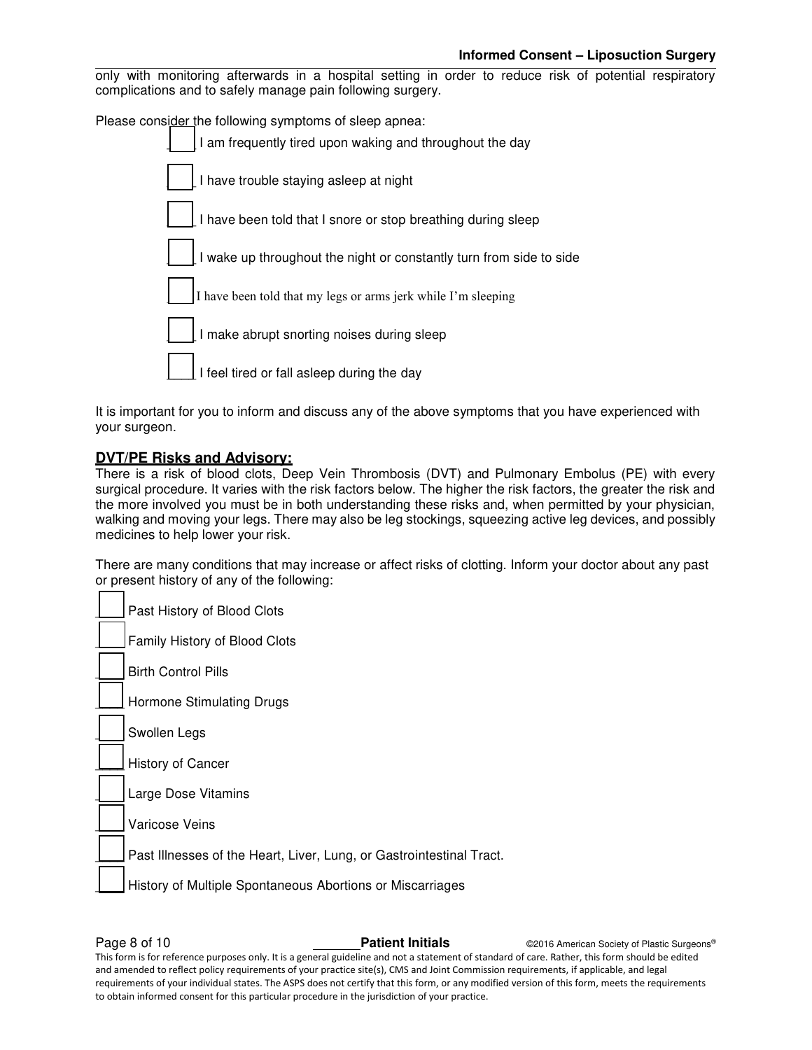only with monitoring afterwards in a hospital setting in order to reduce risk of potential respiratory complications and to safely manage pain following surgery.

Please consider the following symptoms of sleep apnea:

- [ ] I am frequently tired upon waking and throughout the day
- [ ] I have trouble staying asleep at night
- [ ] I have been told that I snore or stop breathing during sleep
- [ ] I wake up throughout the night or constantly turn from side to side
- [ ] I have been told that my legs or arms jerk while I'm sleeping
- [ ] I make abrupt snorting noises during sleep
- [ ] I feel tired or fall asleep during the day

It is important for you to inform and discuss any of the above symptoms that you have experienced with your surgeon.

**<u>DVT/PE Risks and Advisory:</u>**

There is a risk of blood clots, Deep Vein Thrombosis (DVT) and Pulmonary Embolus (PE) with every surgical procedure. It varies with the risk factors below. The higher the risk factors, the greater the risk and the more involved you must be in both understanding these risks and, when permitted by your physician, walking and moving your legs. There may also be leg stockings, squeezing active leg devices, and possibly medicines to help lower your risk.

There are many conditions that may increase or affect risks of clotting. Inform your doctor about any past or present history of any of the following:

- [ ] Past History of Blood Clots
- [ ] Family History of Blood Clots
- [ ] Birth Control Pills
- [ ] Hormone Stimulating Drugs
- [ ] Swollen Legs
- [ ] History of Cancer
- [ ] Large Dose Vitamins
- [ ] Varicose Veins
- [ ] Past Illnesses of the Heart, Liver, Lung, or Gastrointestinal Tract.
- [ ] History of Multiple Spontaneous Abortions or Miscarriages

_______ **Patient Initials**

This form is for reference purposes only. It is a general guideline and not a statement of standard of care. Rather, this form should be edited and amended to reflect policy requirements of your practice site(s), CMS and Joint Commission requirements, if applicable, and legal requirements of your individual states. The ASPS does not certify that this form, or any modified version of this form, meets the requirements to obtain informed consent for this particular procedure in the jurisdiction of your practice.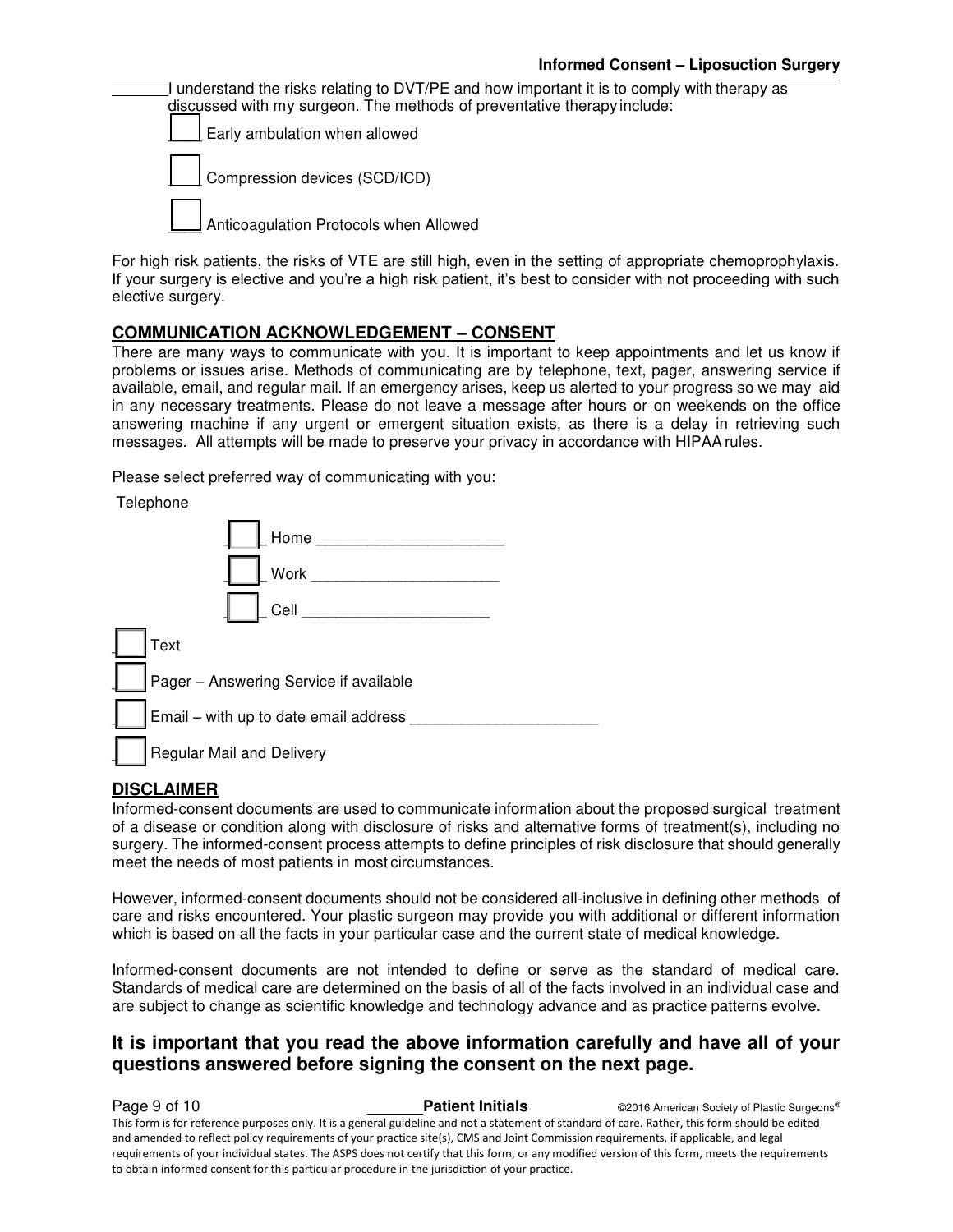_______I understand the risks relating to DVT/PE and how important it is to comply with therapy as discussed with my surgeon. The methods of preventative therapy include:

- [ ] Early ambulation when allowed
- [ ] Compression devices (SCD/ICD)
- [ ] Anticoagulation Protocols when Allowed

For high risk patients, the risks of VTE are still high, even in the setting of appropriate chemoprophylaxis. If your surgery is elective and you're a high risk patient, it's best to consider with not proceeding with such elective surgery.

## COMMUNICATION ACKNOWLEDGEMENT – CONSENT

There are many ways to communicate with you. It is important to keep appointments and let us know if problems or issues arise. Methods of communicating are by telephone, text, pager, answering service if available, email, and regular mail. If an emergency arises, keep us alerted to your progress so we may aid in any necessary treatments. Please do not leave a message after hours or on weekends on the office answering machine if any urgent or emergent situation exists, as there is a delay in retrieving such messages. All attempts will be made to preserve your privacy in accordance with HIPAA rules.

Please select preferred way of communicating with you:

Telephone

- [ ] Home ______________________
- [ ] Work ______________________
- [ ] Cell ______________________

- [ ] Text
- [ ] Pager – Answering Service if available
- [ ] Email – with up to date email address ______________________
- [ ] Regular Mail and Delivery

## DISCLAIMER

Informed-consent documents are used to communicate information about the proposed surgical treatment of a disease or condition along with disclosure of risks and alternative forms of treatment(s), including no surgery. The informed-consent process attempts to define principles of risk disclosure that should generally meet the needs of most patients in most circumstances.

However, informed-consent documents should not be considered all-inclusive in defining other methods of care and risks encountered. Your plastic surgeon may provide you with additional or different information which is based on all the facts in your particular case and the current state of medical knowledge.

Informed-consent documents are not intended to define or serve as the standard of medical care. Standards of medical care are determined on the basis of all of the facts involved in an individual case and are subject to change as scientific knowledge and technology advance and as practice patterns evolve.

### It is important that you read the above information carefully and have all of your questions answered before signing the consent on the next page.

_______**Patient Initials**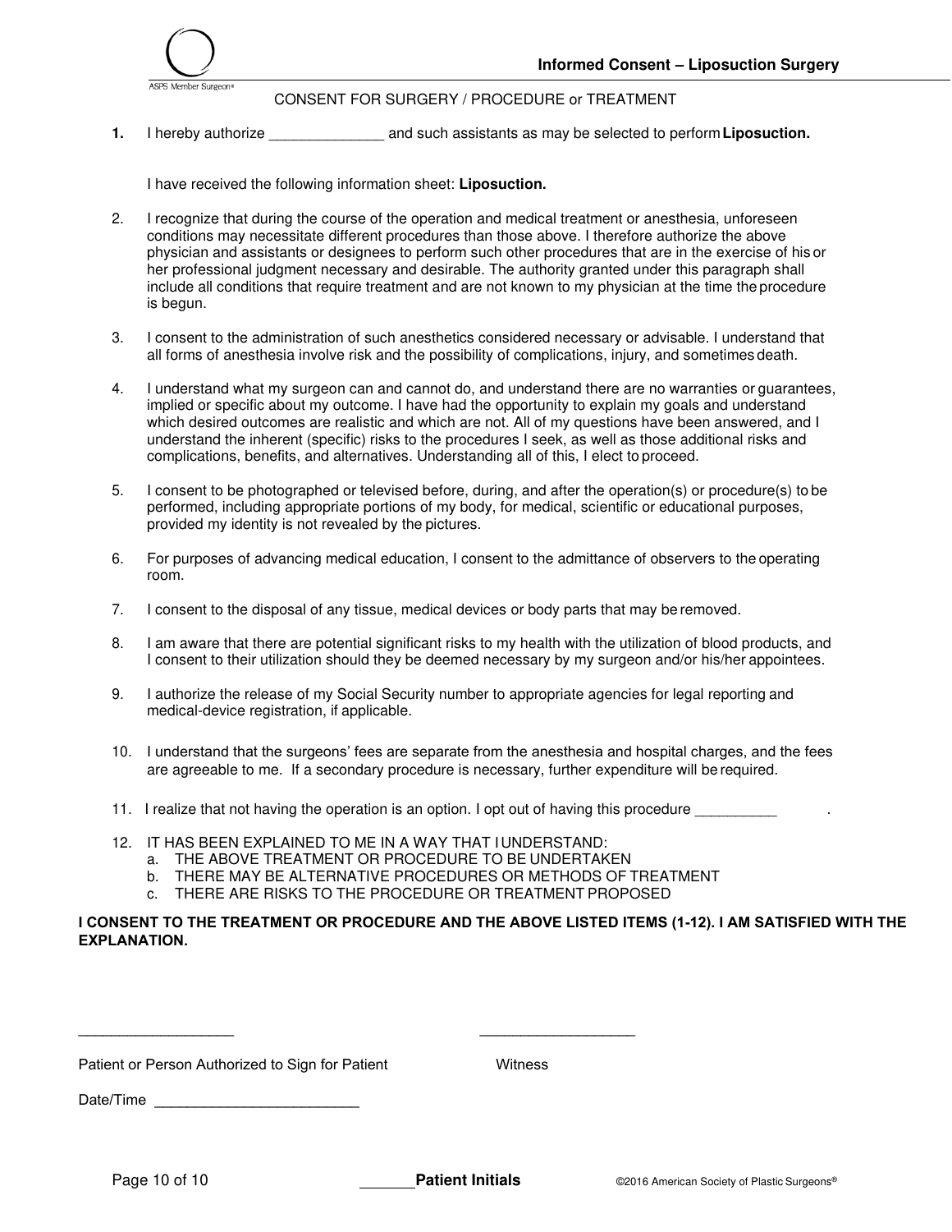# Informed Consent – Liposuction Surgery

CONSENT FOR SURGERY / PROCEDURE or TREATMENT

**1.** I hereby authorize ______________ and such assistants as may be selected to perform **Liposuction.**

I have received the following information sheet: **Liposuction.**

2. I recognize that during the course of the operation and medical treatment or anesthesia, unforeseen conditions may necessitate different procedures than those above. I therefore authorize the above physician and assistants or designees to perform such other procedures that are in the exercise of his or her professional judgment necessary and desirable. The authority granted under this paragraph shall include all conditions that require treatment and are not known to my physician at the time the procedure is begun.

3. I consent to the administration of such anesthetics considered necessary or advisable. I understand that all forms of anesthesia involve risk and the possibility of complications, injury, and sometimes death.

4. I understand what my surgeon can and cannot do, and understand there are no warranties or guarantees, implied or specific about my outcome. I have had the opportunity to explain my goals and understand which desired outcomes are realistic and which are not. All of my questions have been answered, and I understand the inherent (specific) risks to the procedures I seek, as well as those additional risks and complications, benefits, and alternatives. Understanding all of this, I elect to proceed.

5. I consent to be photographed or televised before, during, and after the operation(s) or procedure(s) to be performed, including appropriate portions of my body, for medical, scientific or educational purposes, provided my identity is not revealed by the pictures.

6. For purposes of advancing medical education, I consent to the admittance of observers to the operating room.

7. I consent to the disposal of any tissue, medical devices or body parts that may be removed.

8. I am aware that there are potential significant risks to my health with the utilization of blood products, and I consent to their utilization should they be deemed necessary by my surgeon and/or his/her appointees.

9. I authorize the release of my Social Security number to appropriate agencies for legal reporting and medical-device registration, if applicable.

10. I understand that the surgeons' fees are separate from the anesthesia and hospital charges, and the fees are agreeable to me. If a secondary procedure is necessary, further expenditure will be required.

11. I realize that not having the operation is an option. I opt out of having this procedure __________ .

12. IT HAS BEEN EXPLAINED TO ME IN A WAY THAT I UNDERSTAND:
    a. THE ABOVE TREATMENT OR PROCEDURE TO BE UNDERTAKEN
    b. THERE MAY BE ALTERNATIVE PROCEDURES OR METHODS OF TREATMENT
    c. THERE ARE RISKS TO THE PROCEDURE OR TREATMENT PROPOSED

**I CONSENT TO THE TREATMENT OR PROCEDURE AND THE ABOVE LISTED ITEMS (1-12). I AM SATISFIED WITH THE EXPLANATION.**

___________________ ___________________

Patient or Person Authorized to Sign for Patient — Witness

Date/Time _________________________

______ **Patient Initials**